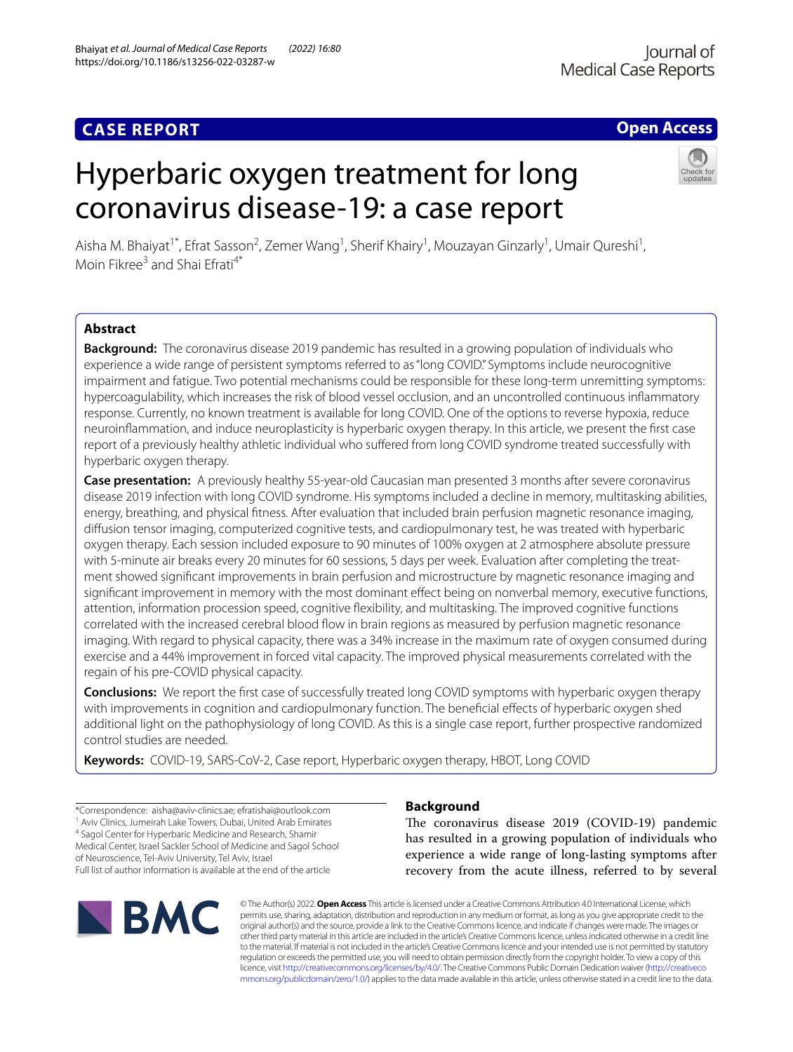CASE REPORT

Open Access

# Hyperbaric oxygen treatment for long coronavirus disease-19: a case report

Aisha M. Bhaiyat[1*], Efrat Sasson[2], Zemer Wang[1], Sherif Khairy[1], Mouzayan Ginzarly[1], Umair Qureshi[1], Moin Fikree[3] and Shai Efrati[4*]

## Abstract

**Background:** The coronavirus disease 2019 pandemic has resulted in a growing population of individuals who experience a wide range of persistent symptoms referred to as "long COVID." Symptoms include neurocognitive impairment and fatigue. Two potential mechanisms could be responsible for these long-term unremitting symptoms: hypercoagulability, which increases the risk of blood vessel occlusion, and an uncontrolled continuous inflammatory response. Currently, no known treatment is available for long COVID. One of the options to reverse hypoxia, reduce neuroinflammation, and induce neuroplasticity is hyperbaric oxygen therapy. In this article, we present the first case report of a previously healthy athletic individual who suffered from long COVID syndrome treated successfully with hyperbaric oxygen therapy.

**Case presentation:** A previously healthy 55-year-old Caucasian man presented 3 months after severe coronavirus disease 2019 infection with long COVID syndrome. His symptoms included a decline in memory, multitasking abilities, energy, breathing, and physical fitness. After evaluation that included brain perfusion magnetic resonance imaging, diffusion tensor imaging, computerized cognitive tests, and cardiopulmonary test, he was treated with hyperbaric oxygen therapy. Each session included exposure to 90 minutes of 100% oxygen at 2 atmosphere absolute pressure with 5-minute air breaks every 20 minutes for 60 sessions, 5 days per week. Evaluation after completing the treatment showed significant improvements in brain perfusion and microstructure by magnetic resonance imaging and significant improvement in memory with the most dominant effect being on nonverbal memory, executive functions, attention, information procession speed, cognitive flexibility, and multitasking. The improved cognitive functions correlated with the increased cerebral blood flow in brain regions as measured by perfusion magnetic resonance imaging. With regard to physical capacity, there was a 34% increase in the maximum rate of oxygen consumed during exercise and a 44% improvement in forced vital capacity. The improved physical measurements correlated with the regain of his pre-COVID physical capacity.

**Conclusions:** We report the first case of successfully treated long COVID symptoms with hyperbaric oxygen therapy with improvements in cognition and cardiopulmonary function. The beneficial effects of hyperbaric oxygen shed additional light on the pathophysiology of long COVID. As this is a single case report, further prospective randomized control studies are needed.

**Keywords:** COVID-19, SARS-CoV-2, Case report, Hyperbaric oxygen therapy, HBOT, Long COVID

*Correspondence: aisha@aviv-clinics.ae; efratishai@outlook.com
[1] Aviv Clinics, Jumeirah Lake Towers, Dubai, United Arab Emirates
[4] Sagol Center for Hyperbaric Medicine and Research, Shamir Medical Center, Israel Sackler School of Medicine and Sagol School of Neuroscience, Tel-Aviv University, Tel Aviv, Israel
Full list of author information is available at the end of the article

## Background

The coronavirus disease 2019 (COVID-19) pandemic has resulted in a growing population of individuals who experience a wide range of long-lasting symptoms after recovery from the acute illness, referred to by several

© The Author(s) 2022. **Open Access** This article is licensed under a Creative Commons Attribution 4.0 International License, which permits use, sharing, adaptation, distribution and reproduction in any medium or format, as long as you give appropriate credit to the original author(s) and the source, provide a link to the Creative Commons licence, and indicate if changes were made. The images or other third party material in this article are included in the article's Creative Commons licence, unless indicated otherwise in a credit line to the material. If material is not included in the article's Creative Commons licence and your intended use is not permitted by statutory regulation or exceeds the permitted use, you will need to obtain permission directly from the copyright holder. To view a copy of this licence, visit http://creativecommons.org/licenses/by/4.0/. The Creative Commons Public Domain Dedication waiver (http://creativecommons.org/publicdomain/zero/1.0/) applies to the data made available in this article, unless otherwise stated in a credit line to the data.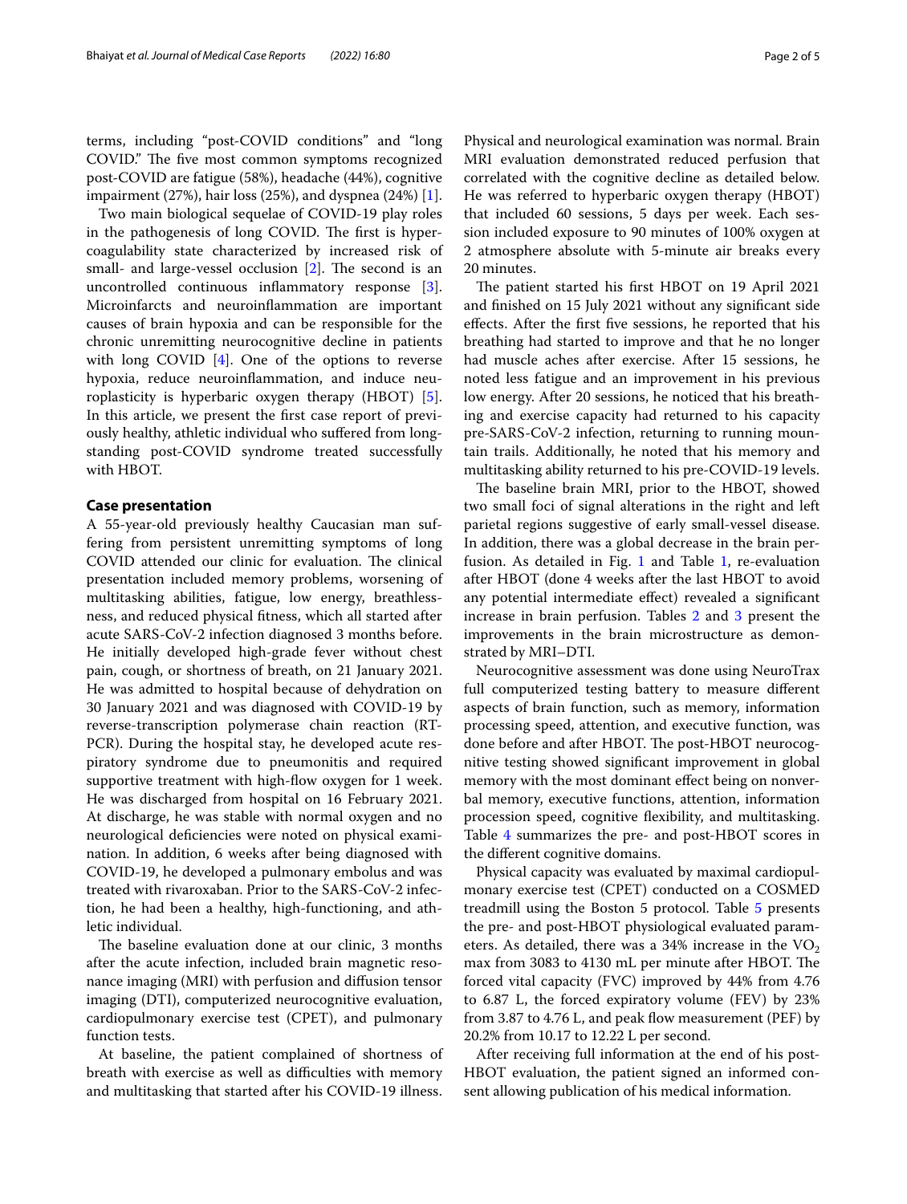terms, including "post-COVID conditions" and "long COVID." The five most common symptoms recognized post-COVID are fatigue (58%), headache (44%), cognitive impairment (27%), hair loss (25%), and dyspnea (24%) [1].

Two main biological sequelae of COVID-19 play roles in the pathogenesis of long COVID. The first is hypercoagulability state characterized by increased risk of small- and large-vessel occlusion [2]. The second is an uncontrolled continuous inflammatory response [3]. Microinfarcts and neuroinflammation are important causes of brain hypoxia and can be responsible for the chronic unremitting neurocognitive decline in patients with long COVID [4]. One of the options to reverse hypoxia, reduce neuroinflammation, and induce neuroplasticity is hyperbaric oxygen therapy (HBOT) [5]. In this article, we present the first case report of previously healthy, athletic individual who suffered from longstanding post-COVID syndrome treated successfully with HBOT.

## Case presentation

A 55-year-old previously healthy Caucasian man suffering from persistent unremitting symptoms of long COVID attended our clinic for evaluation. The clinical presentation included memory problems, worsening of multitasking abilities, fatigue, low energy, breathlessness, and reduced physical fitness, which all started after acute SARS-CoV-2 infection diagnosed 3 months before. He initially developed high-grade fever without chest pain, cough, or shortness of breath, on 21 January 2021. He was admitted to hospital because of dehydration on 30 January 2021 and was diagnosed with COVID-19 by reverse-transcription polymerase chain reaction (RT-PCR). During the hospital stay, he developed acute respiratory syndrome due to pneumonitis and required supportive treatment with high-flow oxygen for 1 week. He was discharged from hospital on 16 February 2021. At discharge, he was stable with normal oxygen and no neurological deficiencies were noted on physical examination. In addition, 6 weeks after being diagnosed with COVID-19, he developed a pulmonary embolus and was treated with rivaroxaban. Prior to the SARS-CoV-2 infection, he had been a healthy, high-functioning, and athletic individual.

The baseline evaluation done at our clinic, 3 months after the acute infection, included brain magnetic resonance imaging (MRI) with perfusion and diffusion tensor imaging (DTI), computerized neurocognitive evaluation, cardiopulmonary exercise test (CPET), and pulmonary function tests.

At baseline, the patient complained of shortness of breath with exercise as well as difficulties with memory and multitasking that started after his COVID-19 illness. Physical and neurological examination was normal. Brain MRI evaluation demonstrated reduced perfusion that correlated with the cognitive decline as detailed below. He was referred to hyperbaric oxygen therapy (HBOT) that included 60 sessions, 5 days per week. Each session included exposure to 90 minutes of 100% oxygen at 2 atmosphere absolute with 5-minute air breaks every 20 minutes.

The patient started his first HBOT on 19 April 2021 and finished on 15 July 2021 without any significant side effects. After the first five sessions, he reported that his breathing had started to improve and that he no longer had muscle aches after exercise. After 15 sessions, he noted less fatigue and an improvement in his previous low energy. After 20 sessions, he noticed that his breathing and exercise capacity had returned to his capacity pre-SARS-CoV-2 infection, returning to running mountain trails. Additionally, he noted that his memory and multitasking ability returned to his pre-COVID-19 levels.

The baseline brain MRI, prior to the HBOT, showed two small foci of signal alterations in the right and left parietal regions suggestive of early small-vessel disease. In addition, there was a global decrease in the brain perfusion. As detailed in Fig. 1 and Table 1, re-evaluation after HBOT (done 4 weeks after the last HBOT to avoid any potential intermediate effect) revealed a significant increase in brain perfusion. Tables 2 and 3 present the improvements in the brain microstructure as demonstrated by MRI–DTI.

Neurocognitive assessment was done using NeuroTrax full computerized testing battery to measure different aspects of brain function, such as memory, information processing speed, attention, and executive function, was done before and after HBOT. The post-HBOT neurocognitive testing showed significant improvement in global memory with the most dominant effect being on nonverbal memory, executive functions, attention, information procession speed, cognitive flexibility, and multitasking. Table 4 summarizes the pre- and post-HBOT scores in the different cognitive domains.

Physical capacity was evaluated by maximal cardiopulmonary exercise test (CPET) conducted on a COSMED treadmill using the Boston 5 protocol. Table 5 presents the pre- and post-HBOT physiological evaluated parameters. As detailed, there was a 34% increase in the $VO_2$ max from 3083 to 4130 mL per minute after HBOT. The forced vital capacity (FVC) improved by 44% from 4.76 to 6.87 L, the forced expiratory volume (FEV) by 23% from 3.87 to 4.76 L, and peak flow measurement (PEF) by 20.2% from 10.17 to 12.22 L per second.

After receiving full information at the end of his post-HBOT evaluation, the patient signed an informed consent allowing publication of his medical information.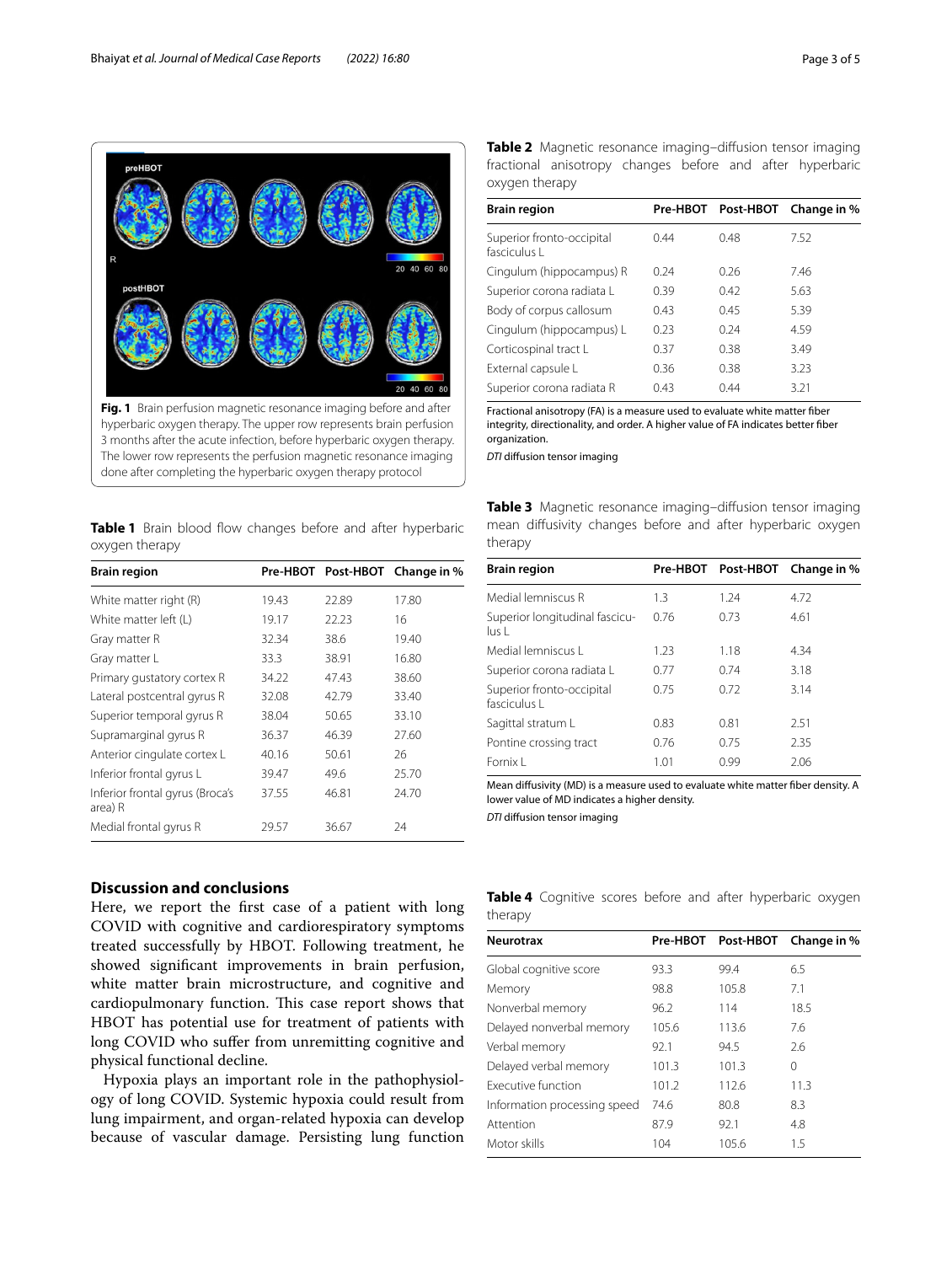**Fig. 1** Brain perfusion magnetic resonance imaging before and after hyperbaric oxygen therapy. The upper row represents brain perfusion 3 months after the acute infection, before hyperbaric oxygen therapy. The lower row represents the perfusion magnetic resonance imaging done after completing the hyperbaric oxygen therapy protocol

**Table 1** Brain blood flow changes before and after hyperbaric oxygen therapy

| Brain region | Pre-HBOT | Post-HBOT | Change in % |
|---|---|---|---|
| White matter right (R) | 19.43 | 22.89 | 17.80 |
| White matter left (L) | 19.17 | 22.23 | 16 |
| Gray matter R | 32.34 | 38.6 | 19.40 |
| Gray matter L | 33.3 | 38.91 | 16.80 |
| Primary gustatory cortex R | 34.22 | 47.43 | 38.60 |
| Lateral postcentral gyrus R | 32.08 | 42.79 | 33.40 |
| Superior temporal gyrus R | 38.04 | 50.65 | 33.10 |
| Supramarginal gyrus R | 36.37 | 46.39 | 27.60 |
| Anterior cingulate cortex L | 40.16 | 50.61 | 26 |
| Inferior frontal gyrus L | 39.47 | 49.6 | 25.70 |
| Inferior frontal gyrus (Broca's area) R | 37.55 | 46.81 | 24.70 |
| Medial frontal gyrus R | 29.57 | 36.67 | 24 |

**Table 2** Magnetic resonance imaging–diffusion tensor imaging fractional anisotropy changes before and after hyperbaric oxygen therapy

| Brain region | Pre-HBOT | Post-HBOT | Change in % |
|---|---|---|---|
| Superior fronto-occipital fasciculus L | 0.44 | 0.48 | 7.52 |
| Cingulum (hippocampus) R | 0.24 | 0.26 | 7.46 |
| Superior corona radiata L | 0.39 | 0.42 | 5.63 |
| Body of corpus callosum | 0.43 | 0.45 | 5.39 |
| Cingulum (hippocampus) L | 0.23 | 0.24 | 4.59 |
| Corticospinal tract L | 0.37 | 0.38 | 3.49 |
| External capsule L | 0.36 | 0.38 | 3.23 |
| Superior corona radiata R | 0.43 | 0.44 | 3.21 |

Fractional anisotropy (FA) is a measure used to evaluate white matter fiber integrity, directionality, and order. A higher value of FA indicates better fiber organization.

*DTI* diffusion tensor imaging

**Table 3** Magnetic resonance imaging–diffusion tensor imaging mean diffusivity changes before and after hyperbaric oxygen therapy

| Brain region | Pre-HBOT | Post-HBOT | Change in % |
|---|---|---|---|
| Medial lemniscus R | 1.3 | 1.24 | 4.72 |
| Superior longitudinal fasciculus L | 0.76 | 0.73 | 4.61 |
| Medial lemniscus L | 1.23 | 1.18 | 4.34 |
| Superior corona radiata L | 0.77 | 0.74 | 3.18 |
| Superior fronto-occipital fasciculus L | 0.75 | 0.72 | 3.14 |
| Sagittal stratum L | 0.83 | 0.81 | 2.51 |
| Pontine crossing tract | 0.76 | 0.75 | 2.35 |
| Fornix L | 1.01 | 0.99 | 2.06 |

Mean diffusivity (MD) is a measure used to evaluate white matter fiber density. A lower value of MD indicates a higher density.

*DTI* diffusion tensor imaging

**Table 4** Cognitive scores before and after hyperbaric oxygen therapy

| Neurotrax | Pre-HBOT | Post-HBOT | Change in % |
|---|---|---|---|
| Global cognitive score | 93.3 | 99.4 | 6.5 |
| Memory | 98.8 | 105.8 | 7.1 |
| Nonverbal memory | 96.2 | 114 | 18.5 |
| Delayed nonverbal memory | 105.6 | 113.6 | 7.6 |
| Verbal memory | 92.1 | 94.5 | 2.6 |
| Delayed verbal memory | 101.3 | 101.3 | 0 |
| Executive function | 101.2 | 112.6 | 11.3 |
| Information processing speed | 74.6 | 80.8 | 8.3 |
| Attention | 87.9 | 92.1 | 4.8 |
| Motor skills | 104 | 105.6 | 1.5 |

## Discussion and conclusions

Here, we report the first case of a patient with long COVID with cognitive and cardiorespiratory symptoms treated successfully by HBOT. Following treatment, he showed significant improvements in brain perfusion, white matter brain microstructure, and cognitive and cardiopulmonary function. This case report shows that HBOT has potential use for treatment of patients with long COVID who suffer from unremitting cognitive and physical functional decline.

Hypoxia plays an important role in the pathophysiology of long COVID. Systemic hypoxia could result from lung impairment, and organ-related hypoxia can develop because of vascular damage. Persisting lung function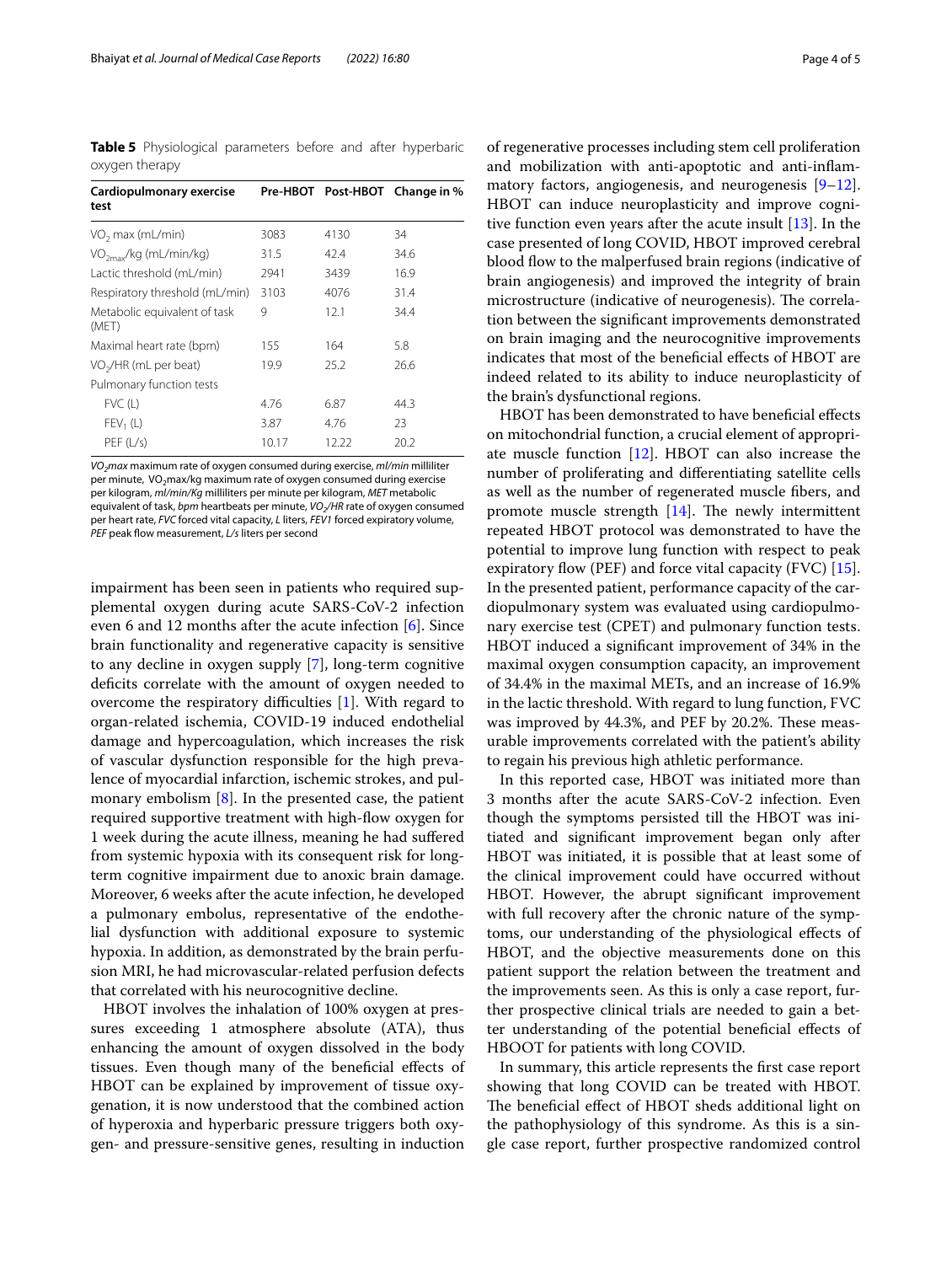**Table 5** Physiological parameters before and after hyperbaric oxygen therapy

| Cardiopulmonary exercise test | Pre-HBOT | Post-HBOT | Change in % |
|---|---|---|---|
| $VO_2$ max (mL/min) | 3083 | 4130 | 34 |
| $VO_{2max}$/kg (mL/min/kg) | 31.5 | 42.4 | 34.6 |
| Lactic threshold (mL/min) | 2941 | 3439 | 16.9 |
| Respiratory threshold (mL/min) | 3103 | 4076 | 31.4 |
| Metabolic equivalent of task (MET) | 9 | 12.1 | 34.4 |
| Maximal heart rate (bpm) | 155 | 164 | 5.8 |
| $VO_2$/HR (mL per beat) | 19.9 | 25.2 | 26.6 |
| Pulmonary function tests | | | |
| FVC (L) | 4.76 | 6.87 | 44.3 |
| $FEV_1$ (L) | 3.87 | 4.76 | 23 |
| PEF (L/s) | 10.17 | 12.22 | 20.2 |

*$VO_2max$* maximum rate of oxygen consumed during exercise, *ml/min* milliliter per minute, $VO_2$max/kg maximum rate of oxygen consumed during exercise per kilogram, *ml/min/Kg* milliliters per minute per kilogram, *MET* metabolic equivalent of task, *bpm* heartbeats per minute, *$VO_2$/HR* rate of oxygen consumed per heart rate, *FVC* forced vital capacity, *L* liters, *FEV1* forced expiratory volume, *PEF* peak flow measurement, *L/s* liters per second

impairment has been seen in patients who required supplemental oxygen during acute SARS-CoV-2 infection even 6 and 12 months after the acute infection [6]. Since brain functionality and regenerative capacity is sensitive to any decline in oxygen supply [7], long-term cognitive deficits correlate with the amount of oxygen needed to overcome the respiratory difficulties [1]. With regard to organ-related ischemia, COVID-19 induced endothelial damage and hypercoagulation, which increases the risk of vascular dysfunction responsible for the high prevalence of myocardial infarction, ischemic strokes, and pulmonary embolism [8]. In the presented case, the patient required supportive treatment with high-flow oxygen for 1 week during the acute illness, meaning he had suffered from systemic hypoxia with its consequent risk for long-term cognitive impairment due to anoxic brain damage. Moreover, 6 weeks after the acute infection, he developed a pulmonary embolus, representative of the endothelial dysfunction with additional exposure to systemic hypoxia. In addition, as demonstrated by the brain perfusion MRI, he had microvascular-related perfusion defects that correlated with his neurocognitive decline.

HBOT involves the inhalation of 100% oxygen at pressures exceeding 1 atmosphere absolute (ATA), thus enhancing the amount of oxygen dissolved in the body tissues. Even though many of the beneficial effects of HBOT can be explained by improvement of tissue oxygenation, it is now understood that the combined action of hyperoxia and hyperbaric pressure triggers both oxygen- and pressure-sensitive genes, resulting in induction of regenerative processes including stem cell proliferation and mobilization with anti-apoptotic and anti-inflammatory factors, angiogenesis, and neurogenesis [9–12]. HBOT can induce neuroplasticity and improve cognitive function even years after the acute insult [13]. In the case presented of long COVID, HBOT improved cerebral blood flow to the malperfused brain regions (indicative of brain angiogenesis) and improved the integrity of brain microstructure (indicative of neurogenesis). The correlation between the significant improvements demonstrated on brain imaging and the neurocognitive improvements indicates that most of the beneficial effects of HBOT are indeed related to its ability to induce neuroplasticity of the brain's dysfunctional regions.

HBOT has been demonstrated to have beneficial effects on mitochondrial function, a crucial element of appropriate muscle function [12]. HBOT can also increase the number of proliferating and differentiating satellite cells as well as the number of regenerated muscle fibers, and promote muscle strength [14]. The newly intermittent repeated HBOT protocol was demonstrated to have the potential to improve lung function with respect to peak expiratory flow (PEF) and force vital capacity (FVC) [15]. In the presented patient, performance capacity of the cardiopulmonary system was evaluated using cardiopulmonary exercise test (CPET) and pulmonary function tests. HBOT induced a significant improvement of 34% in the maximal oxygen consumption capacity, an improvement of 34.4% in the maximal METs, and an increase of 16.9% in the lactic threshold. With regard to lung function, FVC was improved by 44.3%, and PEF by 20.2%. These measurable improvements correlated with the patient's ability to regain his previous high athletic performance.

In this reported case, HBOT was initiated more than 3 months after the acute SARS-CoV-2 infection. Even though the symptoms persisted till the HBOT was initiated and significant improvement began only after HBOT was initiated, it is possible that at least some of the clinical improvement could have occurred without HBOT. However, the abrupt significant improvement with full recovery after the chronic nature of the symptoms, our understanding of the physiological effects of HBOT, and the objective measurements done on this patient support the relation between the treatment and the improvements seen. As this is only a case report, further prospective clinical trials are needed to gain a better understanding of the potential beneficial effects of HBOOT for patients with long COVID.

In summary, this article represents the first case report showing that long COVID can be treated with HBOT. The beneficial effect of HBOT sheds additional light on the pathophysiology of this syndrome. As this is a single case report, further prospective randomized control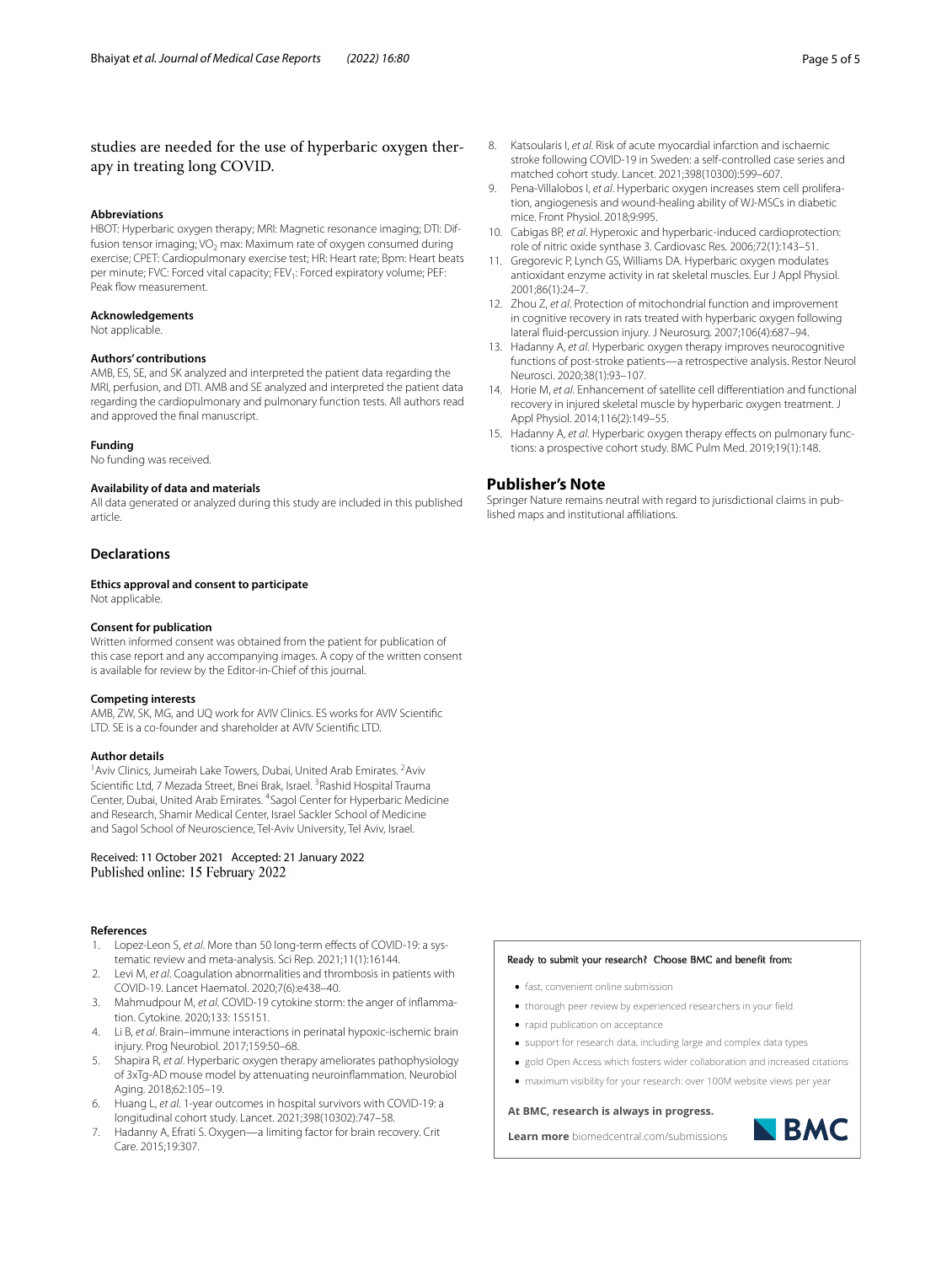studies are needed for the use of hyperbaric oxygen therapy in treating long COVID.

#### Abbreviations

HBOT: Hyperbaric oxygen therapy; MRI: Magnetic resonance imaging; DTI: Diffusion tensor imaging; $VO_2$ max: Maximum rate of oxygen consumed during exercise; CPET: Cardiopulmonary exercise test; HR: Heart rate; Bpm: Heart beats per minute; FVC: Forced vital capacity; $FEV_1$: Forced expiratory volume; PEF: Peak flow measurement.

#### Acknowledgements

Not applicable.

#### Authors' contributions

AMB, ES, SE, and SK analyzed and interpreted the patient data regarding the MRI, perfusion, and DTI. AMB and SE analyzed and interpreted the patient data regarding the cardiopulmonary and pulmonary function tests. All authors read and approved the final manuscript.

#### Funding

No funding was received.

#### Availability of data and materials

All data generated or analyzed during this study are included in this published article.

### Declarations

#### Ethics approval and consent to participate

Not applicable.

#### Consent for publication

Written informed consent was obtained from the patient for publication of this case report and any accompanying images. A copy of the written consent is available for review by the Editor-in-Chief of this journal.

#### Competing interests

AMB, ZW, SK, MG, and UQ work for AVIV Clinics. ES works for AVIV Scientific LTD. SE is a co-founder and shareholder at AVIV Scientific LTD.

#### Author details

[1]Aviv Clinics, Jumeirah Lake Towers, Dubai, United Arab Emirates. [2]Aviv Scientific Ltd, 7 Mezada Street, Bnei Brak, Israel. [3]Rashid Hospital Trauma Center, Dubai, United Arab Emirates. [4]Sagol Center for Hyperbaric Medicine and Research, Shamir Medical Center, Israel Sackler School of Medicine and Sagol School of Neuroscience, Tel-Aviv University, Tel Aviv, Israel.

Received: 11 October 2021 Accepted: 21 January 2022
Published online: 15 February 2022

#### References

1. Lopez-Leon S, *et al*. More than 50 long-term effects of COVID-19: a systematic review and meta-analysis. Sci Rep. 2021;11(1):16144.
2. Levi M, *et al*. Coagulation abnormalities and thrombosis in patients with COVID-19. Lancet Haematol. 2020;7(6):e438–40.
3. Mahmudpour M, *et al*. COVID-19 cytokine storm: the anger of inflammation. Cytokine. 2020;133: 155151.
4. Li B, *et al*. Brain–immune interactions in perinatal hypoxic-ischemic brain injury. Prog Neurobiol. 2017;159:50–68.
5. Shapira R, *et al*. Hyperbaric oxygen therapy ameliorates pathophysiology of 3xTg-AD mouse model by attenuating neuroinflammation. Neurobiol Aging. 2018;62:105–19.
6. Huang L, *et al*. 1-year outcomes in hospital survivors with COVID-19: a longitudinal cohort study. Lancet. 2021;398(10302):747–58.
7. Hadanny A, Efrati S. Oxygen—a limiting factor for brain recovery. Crit Care. 2015;19:307.
8. Katsoularis I, *et al*. Risk of acute myocardial infarction and ischaemic stroke following COVID-19 in Sweden: a self-controlled case series and matched cohort study. Lancet. 2021;398(10300):599–607.
9. Pena-Villalobos I, *et al*. Hyperbaric oxygen increases stem cell proliferation, angiogenesis and wound-healing ability of WJ-MSCs in diabetic mice. Front Physiol. 2018;9:995.
10. Cabigas BP, *et al*. Hyperoxic and hyperbaric-induced cardioprotection: role of nitric oxide synthase 3. Cardiovasc Res. 2006;72(1):143–51.
11. Gregorevic P, Lynch GS, Williams DA. Hyperbaric oxygen modulates antioxidant enzyme activity in rat skeletal muscles. Eur J Appl Physiol. 2001;86(1):24–7.
12. Zhou Z, *et al*. Protection of mitochondrial function and improvement in cognitive recovery in rats treated with hyperbaric oxygen following lateral fluid-percussion injury. J Neurosurg. 2007;106(4):687–94.
13. Hadanny A, *et al*. Hyperbaric oxygen therapy improves neurocognitive functions of post-stroke patients—a retrospective analysis. Restor Neurol Neurosci. 2020;38(1):93–107.
14. Horie M, *et al*. Enhancement of satellite cell differentiation and functional recovery in injured skeletal muscle by hyperbaric oxygen treatment. J Appl Physiol. 2014;116(2):149–55.
15. Hadanny A, *et al*. Hyperbaric oxygen therapy effects on pulmonary functions: a prospective cohort study. BMC Pulm Med. 2019;19(1):148.

### Publisher's Note

Springer Nature remains neutral with regard to jurisdictional claims in published maps and institutional affiliations.